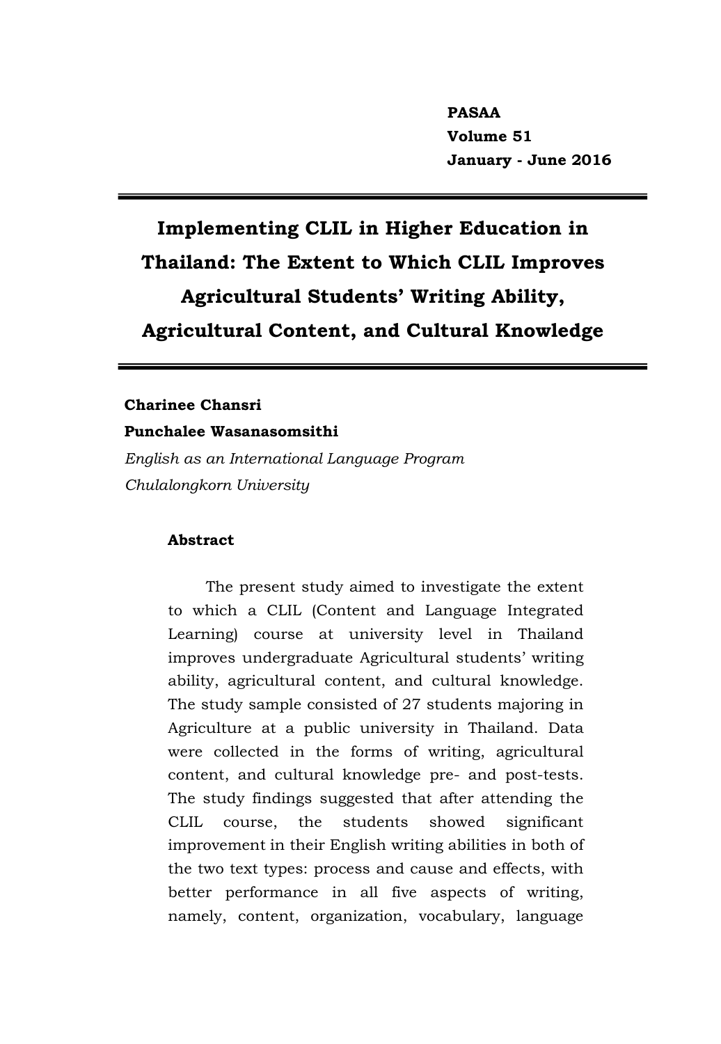# Implementing CLIL in Higher Education in Thailand: The Extent to Which CLIL Improves Agricultural Students' Writing Ability, Agricultural Content, and Cultural Knowledge

**Charinee Chansri**
**Punchalee Wasanasomsithi**
*English as an International Language Program*
*Chulalongkorn University*

## Abstract

The present study aimed to investigate the extent to which a CLIL (Content and Language Integrated Learning) course at university level in Thailand improves undergraduate Agricultural students' writing ability, agricultural content, and cultural knowledge. The study sample consisted of 27 students majoring in Agriculture at a public university in Thailand. Data were collected in the forms of writing, agricultural content, and cultural knowledge pre- and post-tests. The study findings suggested that after attending the CLIL course, the students showed significant improvement in their English writing abilities in both of the two text types: process and cause and effects, with better performance in all five aspects of writing, namely, content, organization, vocabulary, language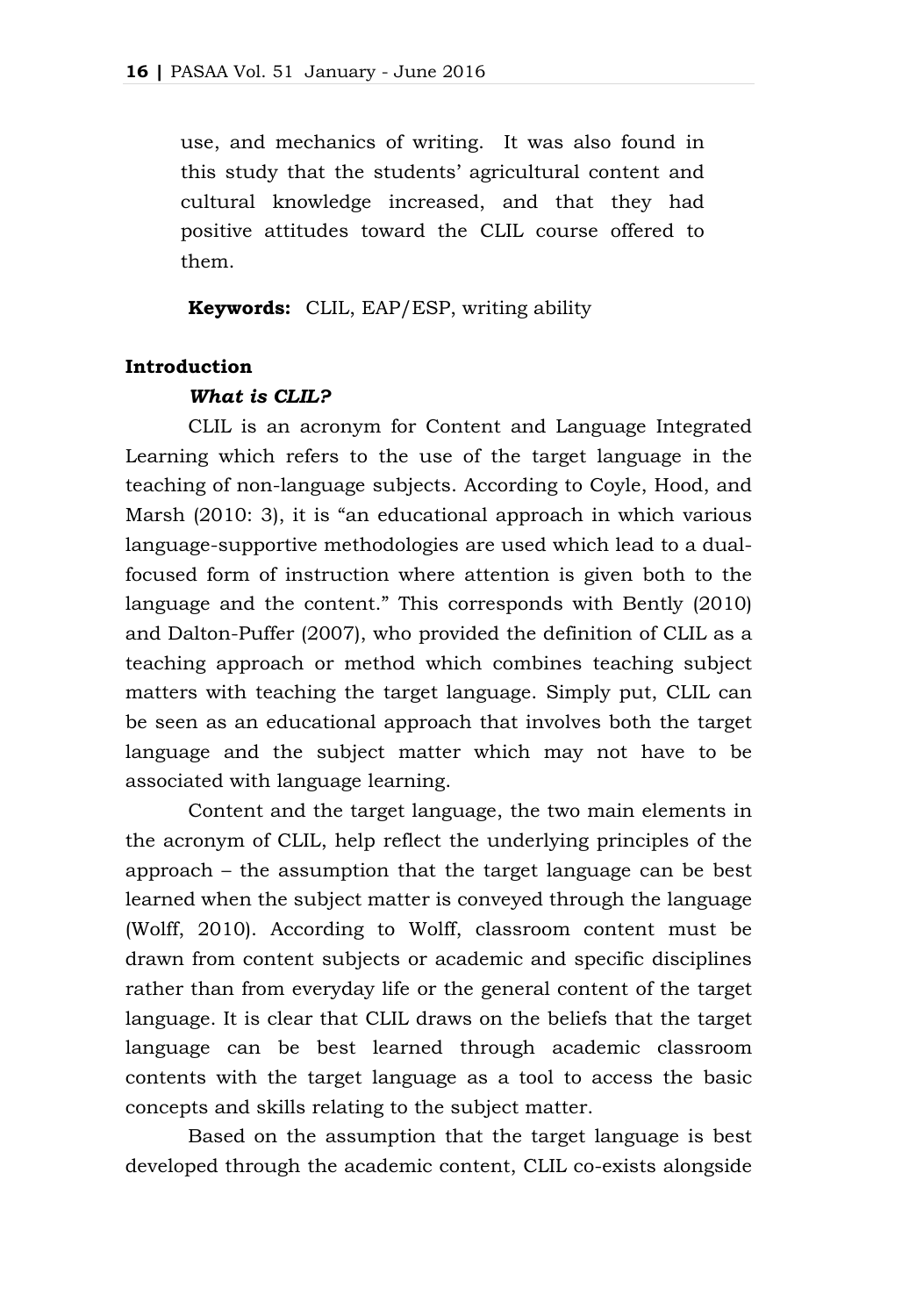use, and mechanics of writing. It was also found in this study that the students' agricultural content and cultural knowledge increased, and that they had positive attitudes toward the CLIL course offered to them.

**Keywords:** CLIL, EAP/ESP, writing ability

## Introduction

### *What is CLIL?*

CLIL is an acronym for Content and Language Integrated Learning which refers to the use of the target language in the teaching of non-language subjects. According to Coyle, Hood, and Marsh (2010: 3), it is "an educational approach in which various language-supportive methodologies are used which lead to a dual-focused form of instruction where attention is given both to the language and the content." This corresponds with Bently (2010) and Dalton-Puffer (2007), who provided the definition of CLIL as a teaching approach or method which combines teaching subject matters with teaching the target language. Simply put, CLIL can be seen as an educational approach that involves both the target language and the subject matter which may not have to be associated with language learning.

Content and the target language, the two main elements in the acronym of CLIL, help reflect the underlying principles of the approach – the assumption that the target language can be best learned when the subject matter is conveyed through the language (Wolff, 2010). According to Wolff, classroom content must be drawn from content subjects or academic and specific disciplines rather than from everyday life or the general content of the target language. It is clear that CLIL draws on the beliefs that the target language can be best learned through academic classroom contents with the target language as a tool to access the basic concepts and skills relating to the subject matter.

Based on the assumption that the target language is best developed through the academic content, CLIL co-exists alongside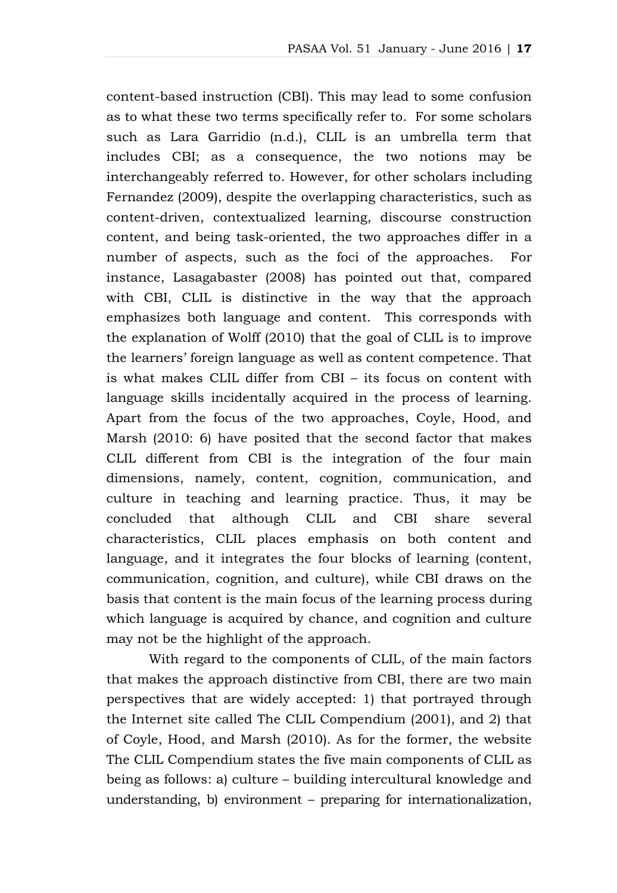content-based instruction (CBI). This may lead to some confusion as to what these two terms specifically refer to. For some scholars such as Lara Garridio (n.d.), CLIL is an umbrella term that includes CBI; as a consequence, the two notions may be interchangeably referred to. However, for other scholars including Fernandez (2009), despite the overlapping characteristics, such as content-driven, contextualized learning, discourse construction content, and being task-oriented, the two approaches differ in a number of aspects, such as the foci of the approaches. For instance, Lasagabaster (2008) has pointed out that, compared with CBI, CLIL is distinctive in the way that the approach emphasizes both language and content. This corresponds with the explanation of Wolff (2010) that the goal of CLIL is to improve the learners' foreign language as well as content competence. That is what makes CLIL differ from CBI – its focus on content with language skills incidentally acquired in the process of learning. Apart from the focus of the two approaches, Coyle, Hood, and Marsh (2010: 6) have posited that the second factor that makes CLIL different from CBI is the integration of the four main dimensions, namely, content, cognition, communication, and culture in teaching and learning practice. Thus, it may be concluded that although CLIL and CBI share several characteristics, CLIL places emphasis on both content and language, and it integrates the four blocks of learning (content, communication, cognition, and culture), while CBI draws on the basis that content is the main focus of the learning process during which language is acquired by chance, and cognition and culture may not be the highlight of the approach.

With regard to the components of CLIL, of the main factors that makes the approach distinctive from CBI, there are two main perspectives that are widely accepted: 1) that portrayed through the Internet site called The CLIL Compendium (2001), and 2) that of Coyle, Hood, and Marsh (2010). As for the former, the website The CLIL Compendium states the five main components of CLIL as being as follows: a) culture – building intercultural knowledge and understanding, b) environment – preparing for internationalization,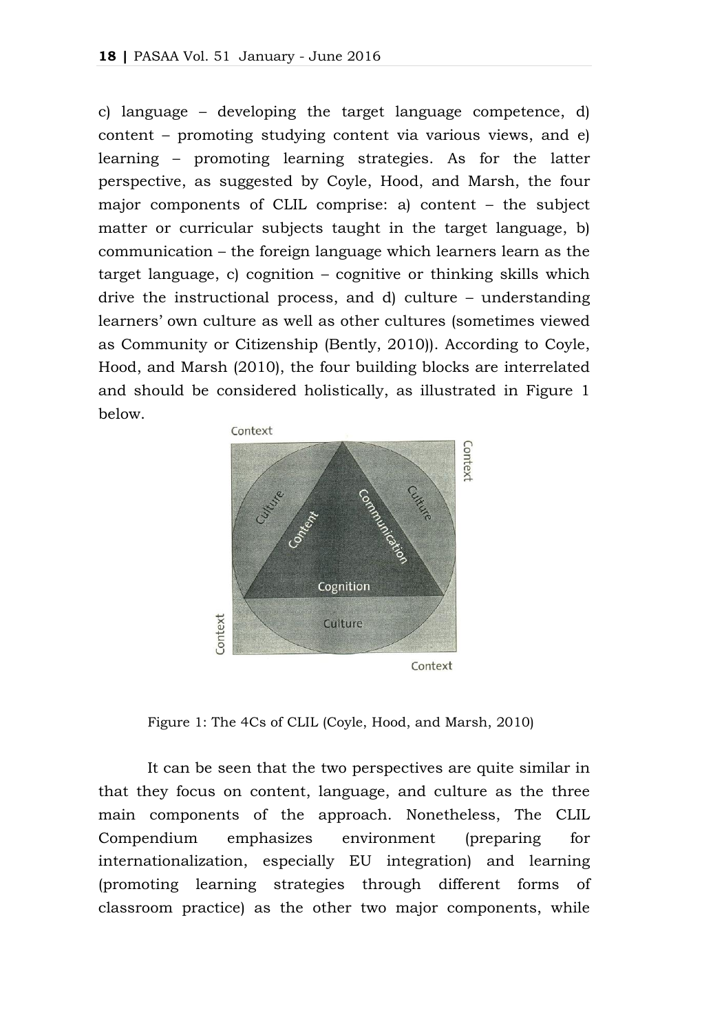c) language – developing the target language competence, d) content – promoting studying content via various views, and e) learning – promoting learning strategies. As for the latter perspective, as suggested by Coyle, Hood, and Marsh, the four major components of CLIL comprise: a) content – the subject matter or curricular subjects taught in the target language, b) communication – the foreign language which learners learn as the target language, c) cognition – cognitive or thinking skills which drive the instructional process, and d) culture – understanding learners' own culture as well as other cultures (sometimes viewed as Community or Citizenship (Bently, 2010)). According to Coyle, Hood, and Marsh (2010), the four building blocks are interrelated and should be considered holistically, as illustrated in Figure 1 below.

Figure 1: The 4Cs of CLIL (Coyle, Hood, and Marsh, 2010)

It can be seen that the two perspectives are quite similar in that they focus on content, language, and culture as the three main components of the approach. Nonetheless, The CLIL Compendium emphasizes environment (preparing for internationalization, especially EU integration) and learning (promoting learning strategies through different forms of classroom practice) as the other two major components, while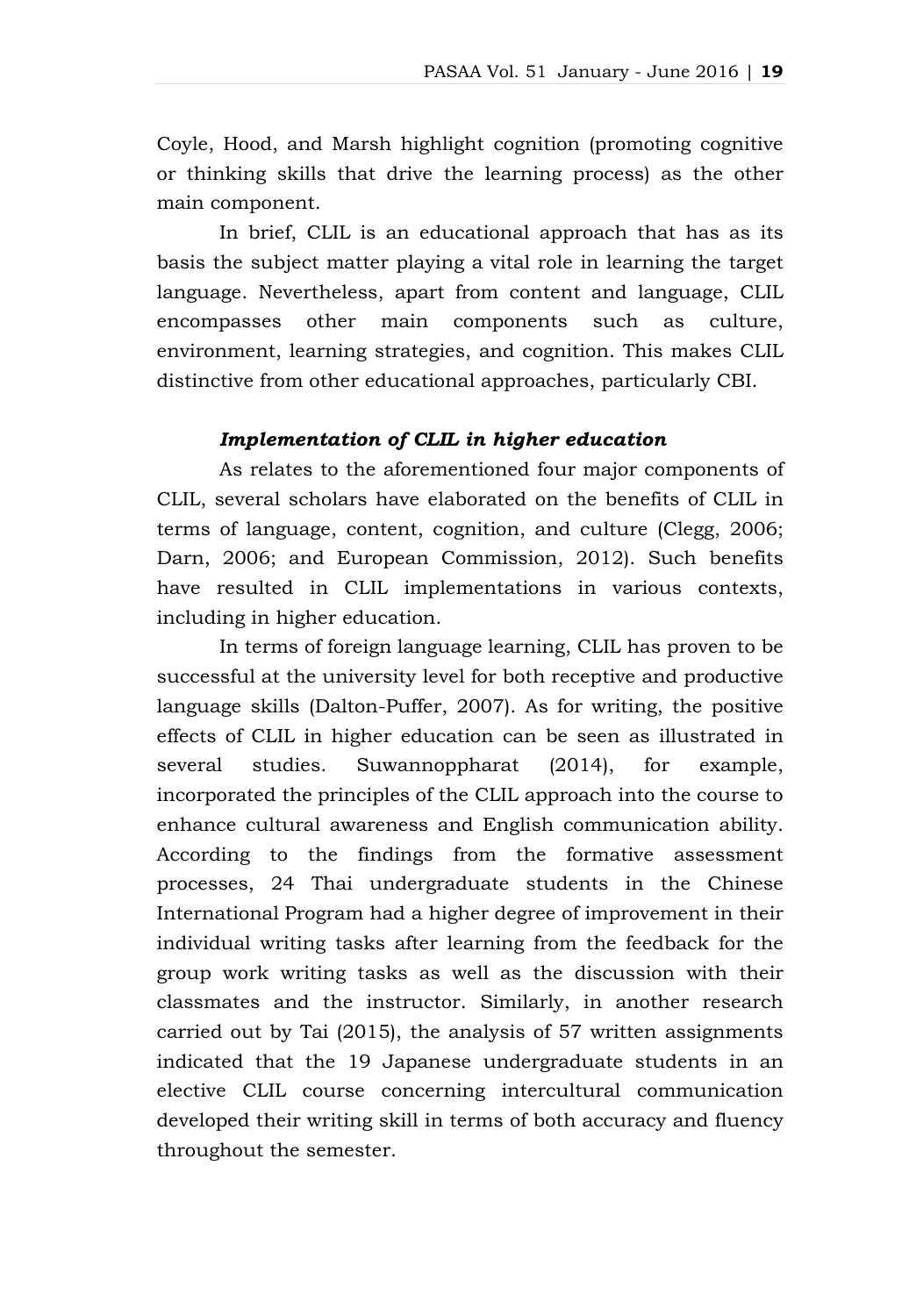Coyle, Hood, and Marsh highlight cognition (promoting cognitive or thinking skills that drive the learning process) as the other main component.

In brief, CLIL is an educational approach that has as its basis the subject matter playing a vital role in learning the target language. Nevertheless, apart from content and language, CLIL encompasses other main components such as culture, environment, learning strategies, and cognition. This makes CLIL distinctive from other educational approaches, particularly CBI.

### *Implementation of CLIL in higher education*

As relates to the aforementioned four major components of CLIL, several scholars have elaborated on the benefits of CLIL in terms of language, content, cognition, and culture (Clegg, 2006; Darn, 2006; and European Commission, 2012). Such benefits have resulted in CLIL implementations in various contexts, including in higher education.

In terms of foreign language learning, CLIL has proven to be successful at the university level for both receptive and productive language skills (Dalton-Puffer, 2007). As for writing, the positive effects of CLIL in higher education can be seen as illustrated in several studies. Suwannoppharat (2014), for example, incorporated the principles of the CLIL approach into the course to enhance cultural awareness and English communication ability. According to the findings from the formative assessment processes, 24 Thai undergraduate students in the Chinese International Program had a higher degree of improvement in their individual writing tasks after learning from the feedback for the group work writing tasks as well as the discussion with their classmates and the instructor. Similarly, in another research carried out by Tai (2015), the analysis of 57 written assignments indicated that the 19 Japanese undergraduate students in an elective CLIL course concerning intercultural communication developed their writing skill in terms of both accuracy and fluency throughout the semester.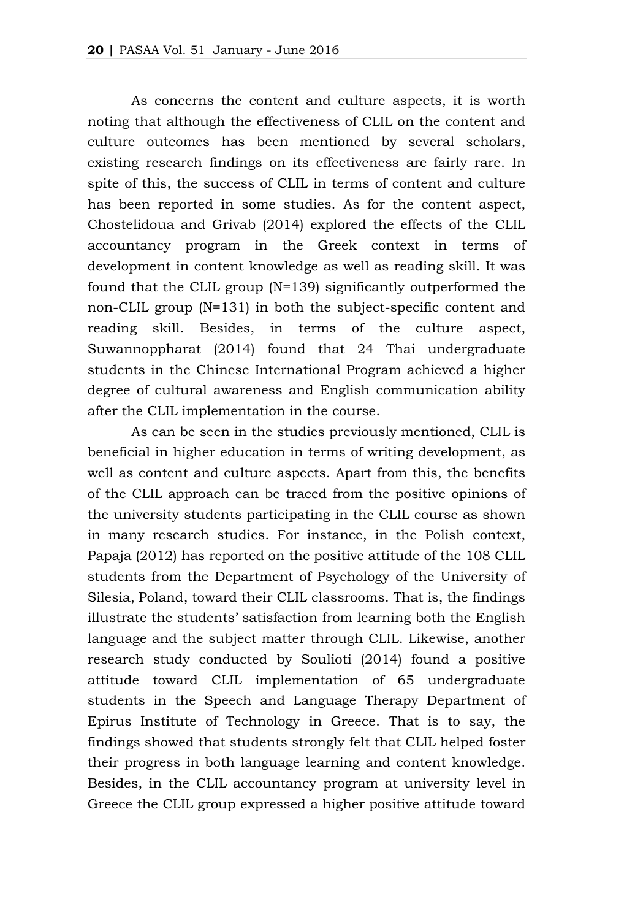As concerns the content and culture aspects, it is worth noting that although the effectiveness of CLIL on the content and culture outcomes has been mentioned by several scholars, existing research findings on its effectiveness are fairly rare. In spite of this, the success of CLIL in terms of content and culture has been reported in some studies. As for the content aspect, Chostelidoua and Grivab (2014) explored the effects of the CLIL accountancy program in the Greek context in terms of development in content knowledge as well as reading skill. It was found that the CLIL group (N=139) significantly outperformed the non-CLIL group (N=131) in both the subject-specific content and reading skill. Besides, in terms of the culture aspect, Suwannoppharat (2014) found that 24 Thai undergraduate students in the Chinese International Program achieved a higher degree of cultural awareness and English communication ability after the CLIL implementation in the course.

As can be seen in the studies previously mentioned, CLIL is beneficial in higher education in terms of writing development, as well as content and culture aspects. Apart from this, the benefits of the CLIL approach can be traced from the positive opinions of the university students participating in the CLIL course as shown in many research studies. For instance, in the Polish context, Papaja (2012) has reported on the positive attitude of the 108 CLIL students from the Department of Psychology of the University of Silesia, Poland, toward their CLIL classrooms. That is, the findings illustrate the students' satisfaction from learning both the English language and the subject matter through CLIL. Likewise, another research study conducted by Soulioti (2014) found a positive attitude toward CLIL implementation of 65 undergraduate students in the Speech and Language Therapy Department of Epirus Institute of Technology in Greece. That is to say, the findings showed that students strongly felt that CLIL helped foster their progress in both language learning and content knowledge. Besides, in the CLIL accountancy program at university level in Greece the CLIL group expressed a higher positive attitude toward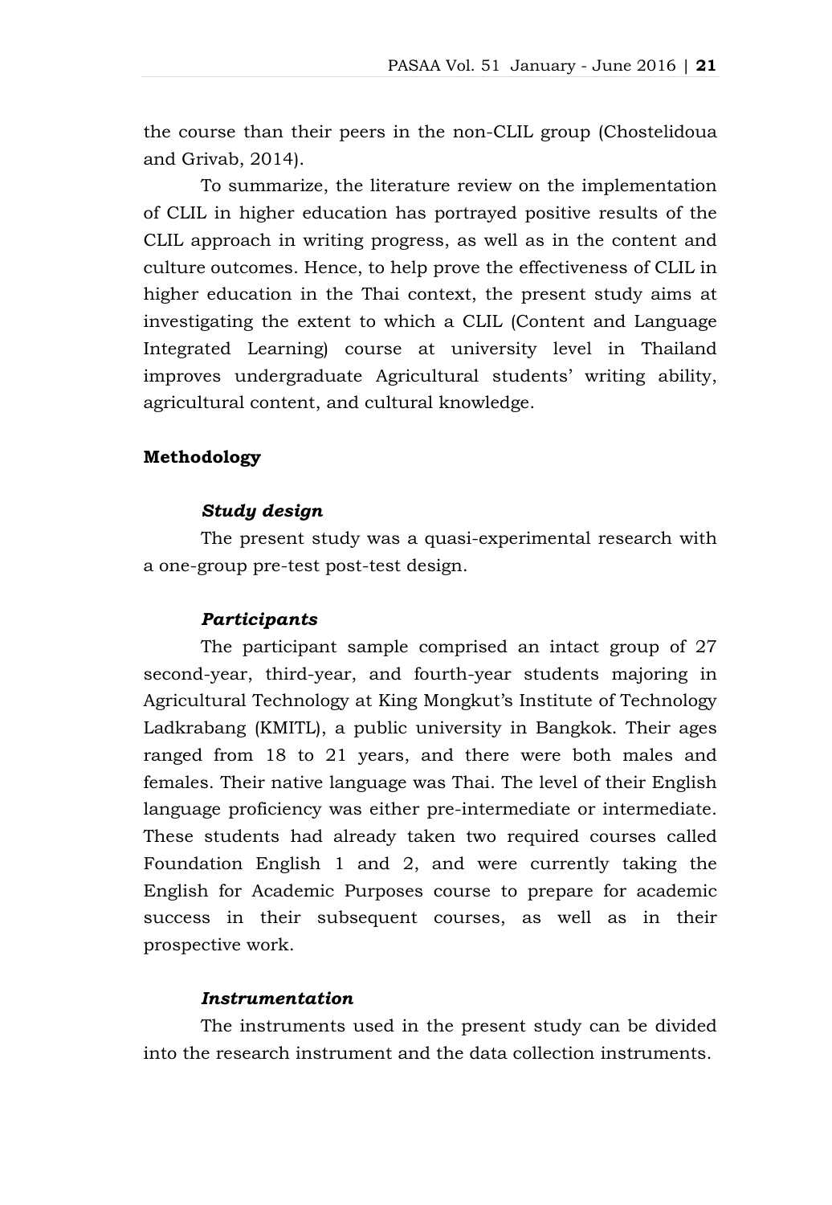the course than their peers in the non-CLIL group (Chostelidoua and Grivab, 2014).

To summarize, the literature review on the implementation of CLIL in higher education has portrayed positive results of the CLIL approach in writing progress, as well as in the content and culture outcomes. Hence, to help prove the effectiveness of CLIL in higher education in the Thai context, the present study aims at investigating the extent to which a CLIL (Content and Language Integrated Learning) course at university level in Thailand improves undergraduate Agricultural students' writing ability, agricultural content, and cultural knowledge.

## Methodology

### *Study design*

The present study was a quasi-experimental research with a one-group pre-test post-test design.

### *Participants*

The participant sample comprised an intact group of 27 second-year, third-year, and fourth-year students majoring in Agricultural Technology at King Mongkut's Institute of Technology Ladkrabang (KMITL), a public university in Bangkok. Their ages ranged from 18 to 21 years, and there were both males and females. Their native language was Thai. The level of their English language proficiency was either pre-intermediate or intermediate. These students had already taken two required courses called Foundation English 1 and 2, and were currently taking the English for Academic Purposes course to prepare for academic success in their subsequent courses, as well as in their prospective work.

### *Instrumentation*

The instruments used in the present study can be divided into the research instrument and the data collection instruments.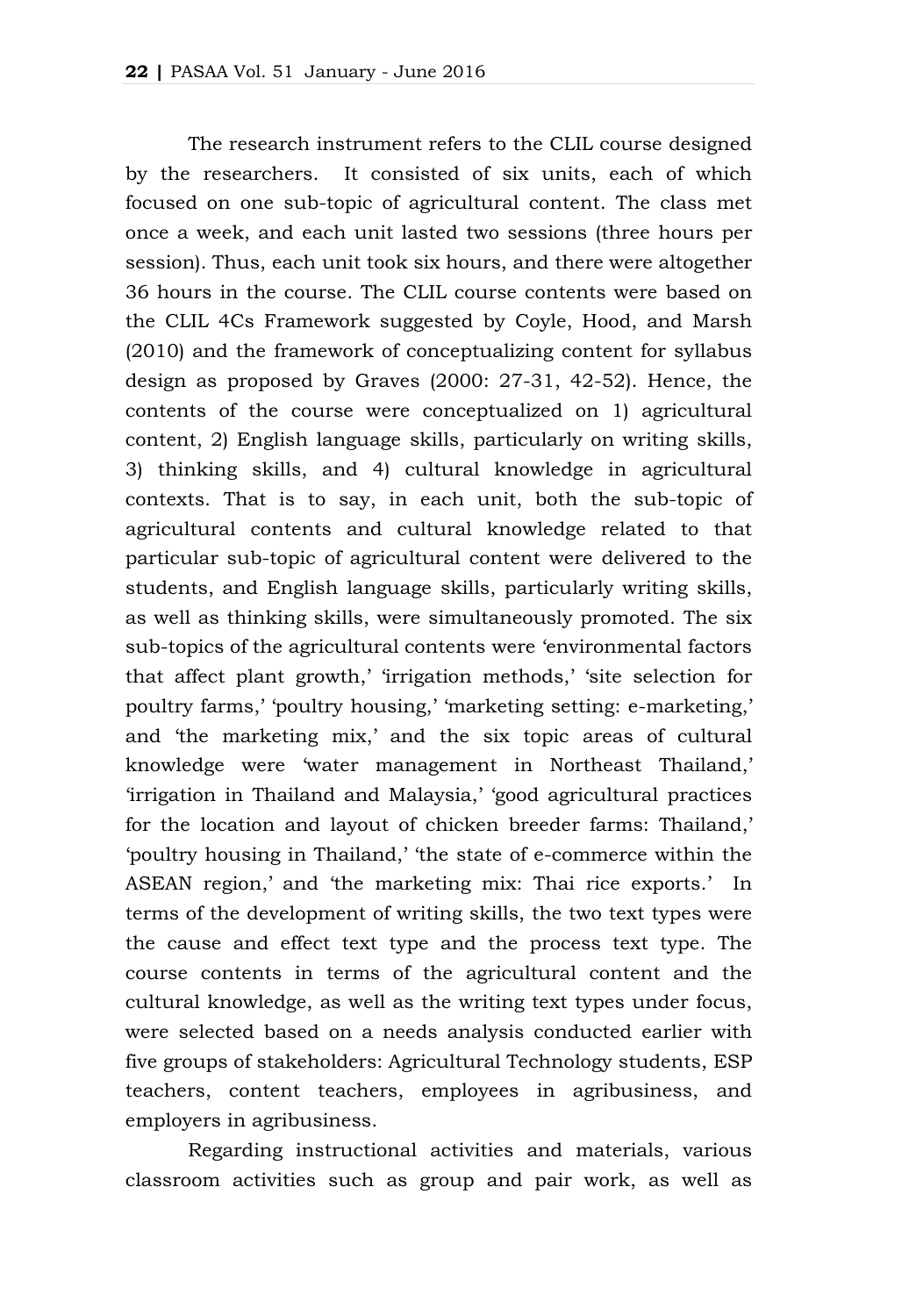The research instrument refers to the CLIL course designed by the researchers. It consisted of six units, each of which focused on one sub-topic of agricultural content. The class met once a week, and each unit lasted two sessions (three hours per session). Thus, each unit took six hours, and there were altogether 36 hours in the course. The CLIL course contents were based on the CLIL 4Cs Framework suggested by Coyle, Hood, and Marsh (2010) and the framework of conceptualizing content for syllabus design as proposed by Graves (2000: 27-31, 42-52). Hence, the contents of the course were conceptualized on 1) agricultural content, 2) English language skills, particularly on writing skills, 3) thinking skills, and 4) cultural knowledge in agricultural contexts. That is to say, in each unit, both the sub-topic of agricultural contents and cultural knowledge related to that particular sub-topic of agricultural content were delivered to the students, and English language skills, particularly writing skills, as well as thinking skills, were simultaneously promoted. The six sub-topics of the agricultural contents were 'environmental factors that affect plant growth,' 'irrigation methods,' 'site selection for poultry farms,' 'poultry housing,' 'marketing setting: e-marketing,' and 'the marketing mix,' and the six topic areas of cultural knowledge were 'water management in Northeast Thailand,' 'irrigation in Thailand and Malaysia,' 'good agricultural practices for the location and layout of chicken breeder farms: Thailand,' 'poultry housing in Thailand,' 'the state of e-commerce within the ASEAN region,' and 'the marketing mix: Thai rice exports.' In terms of the development of writing skills, the two text types were the cause and effect text type and the process text type. The course contents in terms of the agricultural content and the cultural knowledge, as well as the writing text types under focus, were selected based on a needs analysis conducted earlier with five groups of stakeholders: Agricultural Technology students, ESP teachers, content teachers, employees in agribusiness, and employers in agribusiness.

Regarding instructional activities and materials, various classroom activities such as group and pair work, as well as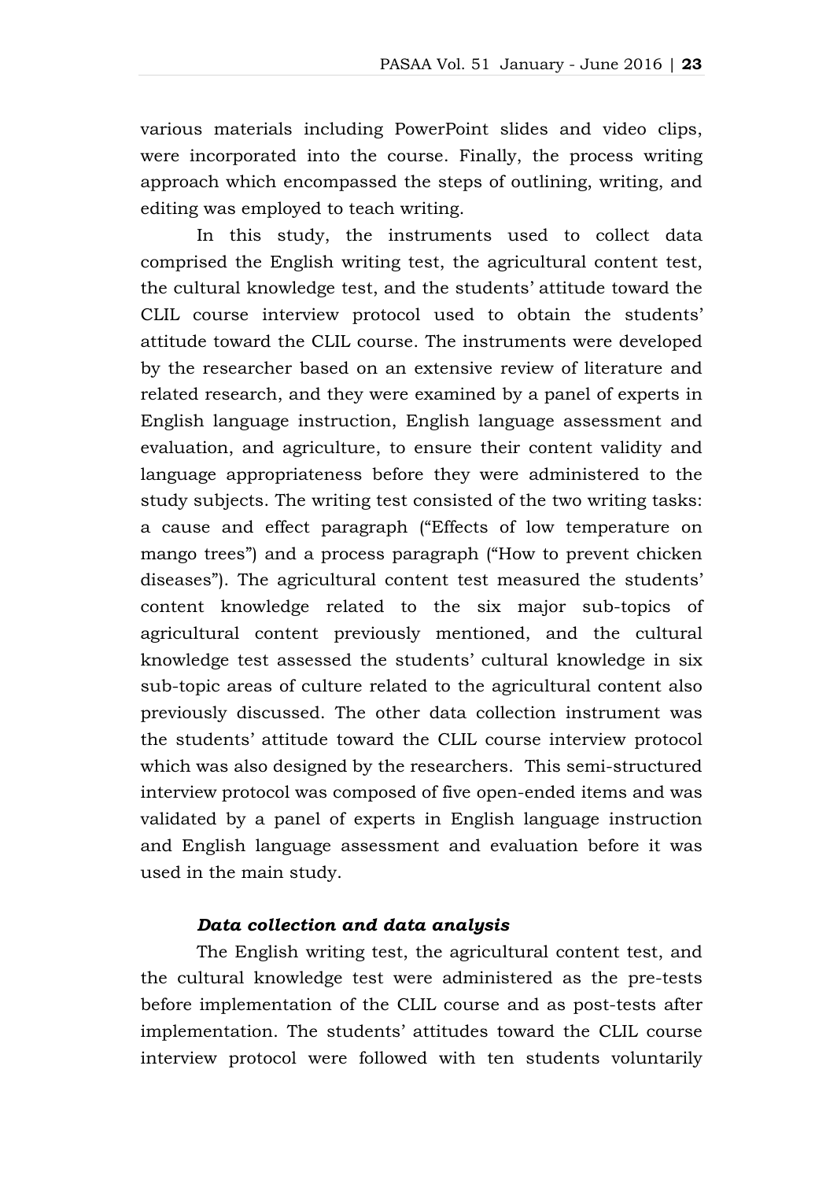various materials including PowerPoint slides and video clips, were incorporated into the course. Finally, the process writing approach which encompassed the steps of outlining, writing, and editing was employed to teach writing.

In this study, the instruments used to collect data comprised the English writing test, the agricultural content test, the cultural knowledge test, and the students' attitude toward the CLIL course interview protocol used to obtain the students' attitude toward the CLIL course. The instruments were developed by the researcher based on an extensive review of literature and related research, and they were examined by a panel of experts in English language instruction, English language assessment and evaluation, and agriculture, to ensure their content validity and language appropriateness before they were administered to the study subjects. The writing test consisted of the two writing tasks: a cause and effect paragraph ("Effects of low temperature on mango trees") and a process paragraph ("How to prevent chicken diseases"). The agricultural content test measured the students' content knowledge related to the six major sub-topics of agricultural content previously mentioned, and the cultural knowledge test assessed the students' cultural knowledge in six sub-topic areas of culture related to the agricultural content also previously discussed. The other data collection instrument was the students' attitude toward the CLIL course interview protocol which was also designed by the researchers. This semi-structured interview protocol was composed of five open-ended items and was validated by a panel of experts in English language instruction and English language assessment and evaluation before it was used in the main study.

### *Data collection and data analysis*

The English writing test, the agricultural content test, and the cultural knowledge test were administered as the pre-tests before implementation of the CLIL course and as post-tests after implementation. The students' attitudes toward the CLIL course interview protocol were followed with ten students voluntarily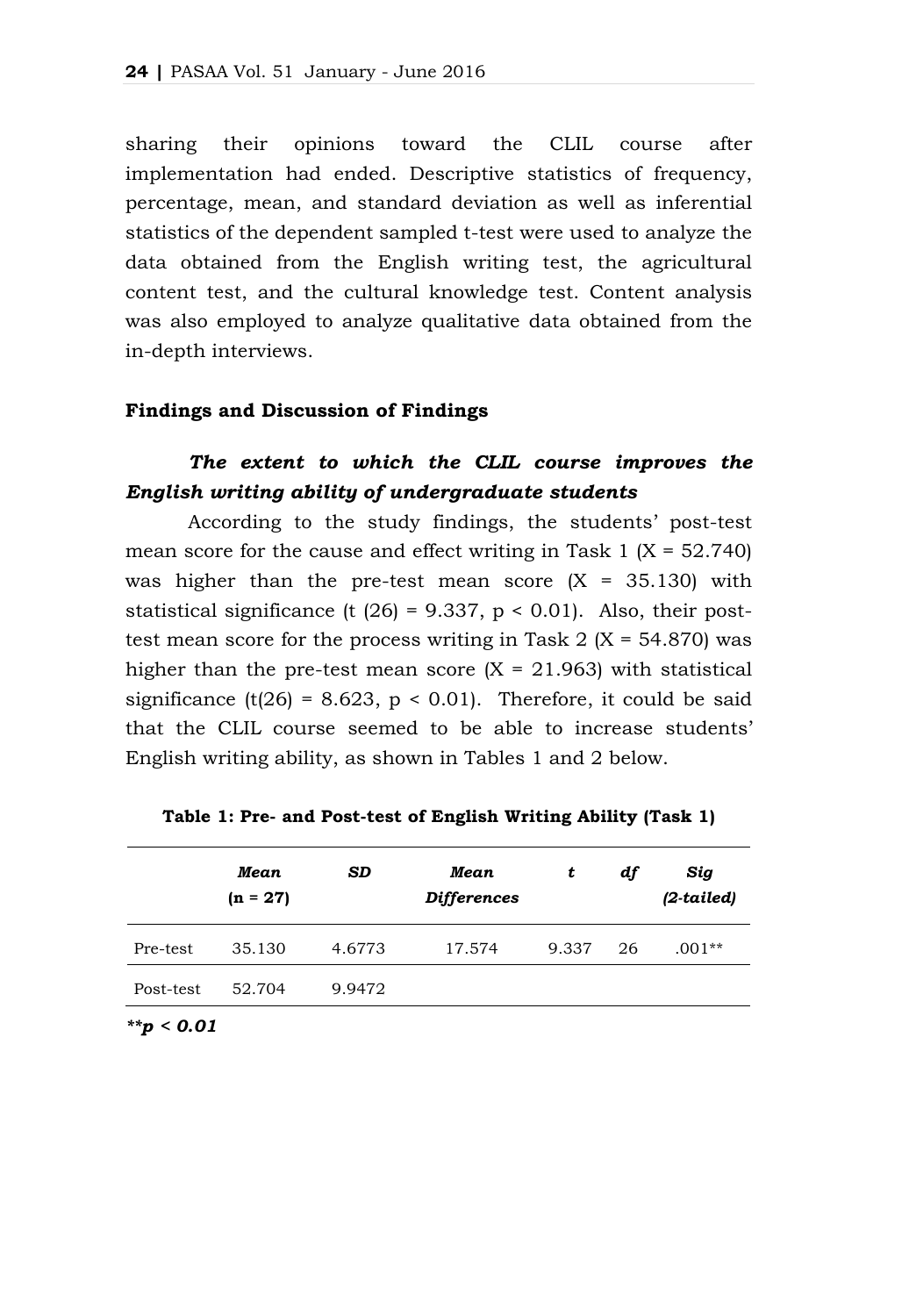sharing their opinions toward the CLIL course after implementation had ended. Descriptive statistics of frequency, percentage, mean, and standard deviation as well as inferential statistics of the dependent sampled t-test were used to analyze the data obtained from the English writing test, the agricultural content test, and the cultural knowledge test. Content analysis was also employed to analyze qualitative data obtained from the in-depth interviews.

## Findings and Discussion of Findings

### *The extent to which the CLIL course improves the English writing ability of undergraduate students*

According to the study findings, the students' post-test mean score for the cause and effect writing in Task 1 (X = 52.740) was higher than the pre-test mean score (X = 35.130) with statistical significance ($t(26) = 9.337$, $p < 0.01$). Also, their post-test mean score for the process writing in Task 2 (X = 54.870) was higher than the pre-test mean score (X = 21.963) with statistical significance ($t(26) = 8.623$, $p < 0.01$). Therefore, it could be said that the CLIL course seemed to be able to increase students' English writing ability, as shown in Tables 1 and 2 below.

**Table 1: Pre- and Post-test of English Writing Ability (Task 1)**

| | *Mean* (n = 27) | *SD* | *Mean Differences* | *t* | *df* | *Sig (2-tailed)* |
|---|---|---|---|---|---|---|
| Pre-test | 35.130 | 4.6773 | 17.574 | 9.337 | 26 | .001** |
| Post-test | 52.704 | 9.9472 | | | | |

***p < 0.01*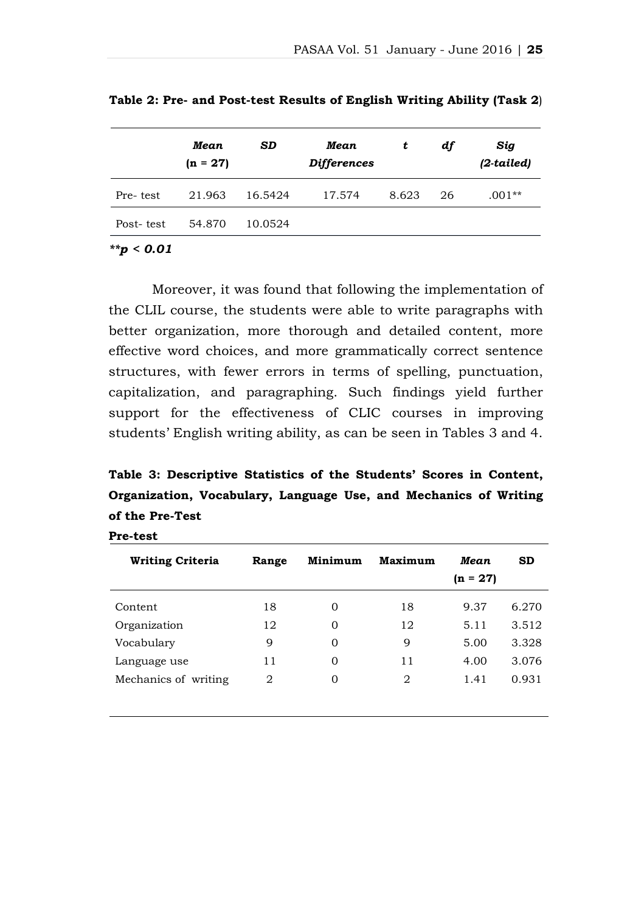**Table 2: Pre- and Post-test Results of English Writing Ability (Task 2)**

| | *Mean* (n = 27) | *SD* | *Mean Differences* | *t* | *df* | *Sig (2-tailed)* |
|---|---|---|---|---|---|---|
| Pre- test | 21.963 | 16.5424 | 17.574 | 8.623 | 26 | .001** |
| Post- test | 54.870 | 10.0524 | | | | |

***p < 0.01***

Moreover, it was found that following the implementation of the CLIL course, the students were able to write paragraphs with better organization, more thorough and detailed content, more effective word choices, and more grammatically correct sentence structures, with fewer errors in terms of spelling, punctuation, capitalization, and paragraphing. Such findings yield further support for the effectiveness of CLIC courses in improving students' English writing ability, as can be seen in Tables 3 and 4.

**Table 3: Descriptive Statistics of the Students' Scores in Content, Organization, Vocabulary, Language Use, and Mechanics of Writing of the Pre-Test**

**Pre-test**

| Writing Criteria | Range | Minimum | Maximum | *Mean* (n = 27) | SD |
|---|---|---|---|---|---|
| Content | 18 | 0 | 18 | 9.37 | 6.270 |
| Organization | 12 | 0 | 12 | 5.11 | 3.512 |
| Vocabulary | 9 | 0 | 9 | 5.00 | 3.328 |
| Language use | 11 | 0 | 11 | 4.00 | 3.076 |
| Mechanics of writing | 2 | 0 | 2 | 1.41 | 0.931 |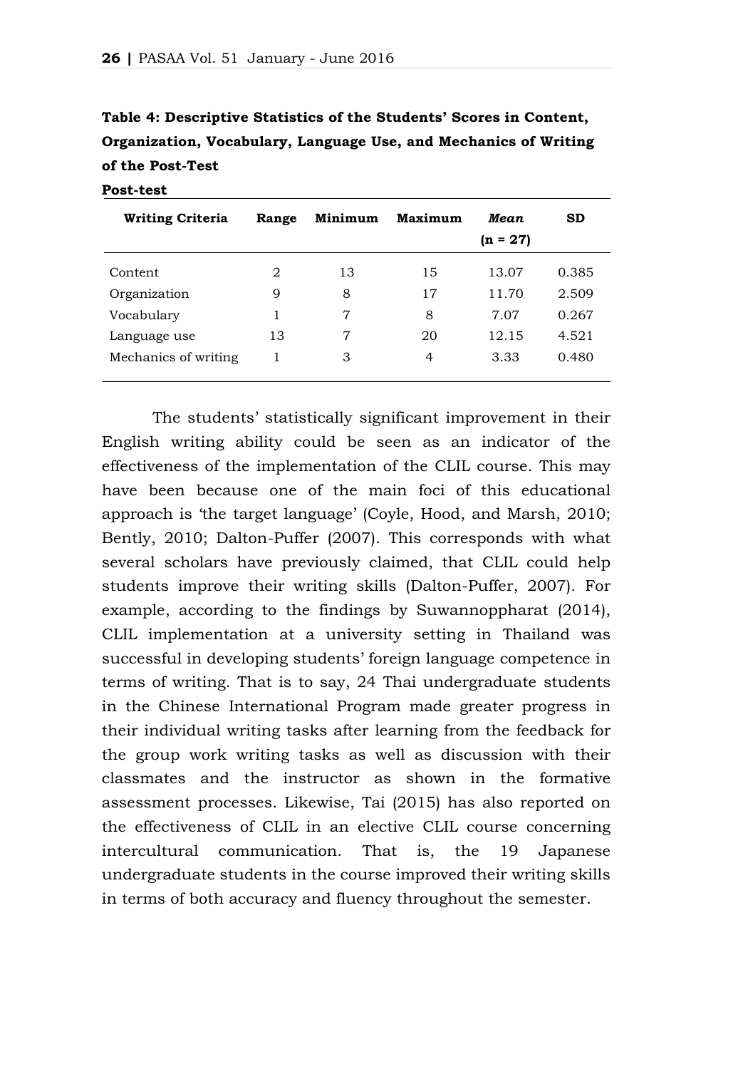**Table 4: Descriptive Statistics of the Students' Scores in Content, Organization, Vocabulary, Language Use, and Mechanics of Writing of the Post-Test**

**Post-test**

| Writing Criteria | Range | Minimum | Maximum | *Mean* (n = 27) | SD |
|---|---|---|---|---|---|
| Content | 2 | 13 | 15 | 13.07 | 0.385 |
| Organization | 9 | 8 | 17 | 11.70 | 2.509 |
| Vocabulary | 1 | 7 | 8 | 7.07 | 0.267 |
| Language use | 13 | 7 | 20 | 12.15 | 4.521 |
| Mechanics of writing | 1 | 3 | 4 | 3.33 | 0.480 |

The students' statistically significant improvement in their English writing ability could be seen as an indicator of the effectiveness of the implementation of the CLIL course. This may have been because one of the main foci of this educational approach is 'the target language' (Coyle, Hood, and Marsh, 2010; Bently, 2010; Dalton-Puffer (2007). This corresponds with what several scholars have previously claimed, that CLIL could help students improve their writing skills (Dalton-Puffer, 2007). For example, according to the findings by Suwannoppharat (2014), CLIL implementation at a university setting in Thailand was successful in developing students' foreign language competence in terms of writing. That is to say, 24 Thai undergraduate students in the Chinese International Program made greater progress in their individual writing tasks after learning from the feedback for the group work writing tasks as well as discussion with their classmates and the instructor as shown in the formative assessment processes. Likewise, Tai (2015) has also reported on the effectiveness of CLIL in an elective CLIL course concerning intercultural communication. That is, the 19 Japanese undergraduate students in the course improved their writing skills in terms of both accuracy and fluency throughout the semester.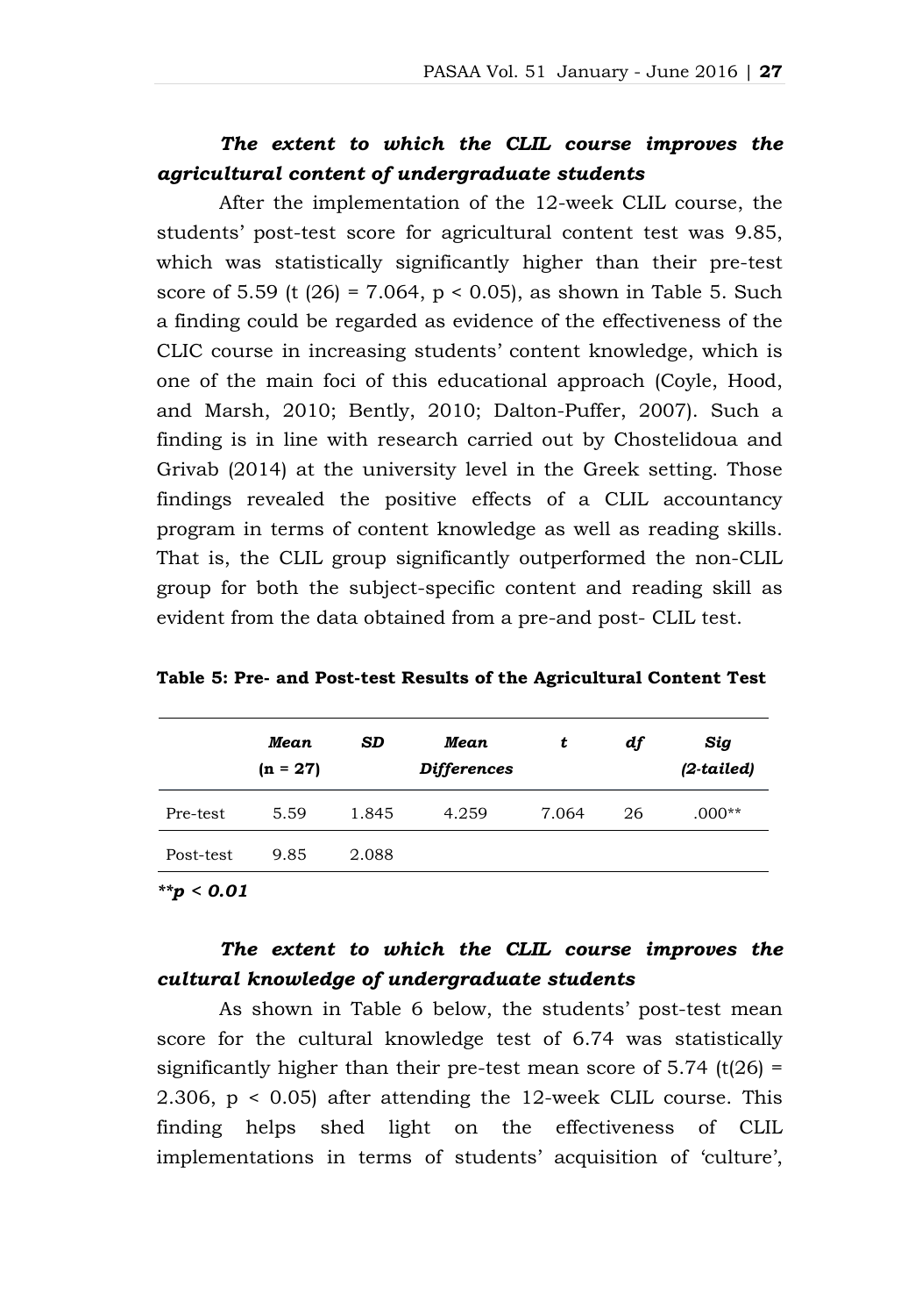### *The extent to which the CLIL course improves the agricultural content of undergraduate students*

After the implementation of the 12-week CLIL course, the students' post-test score for agricultural content test was 9.85, which was statistically significantly higher than their pre-test score of 5.59 ($t(26) = 7.064$, $p < 0.05$), as shown in Table 5. Such a finding could be regarded as evidence of the effectiveness of the CLIC course in increasing students' content knowledge, which is one of the main foci of this educational approach (Coyle, Hood, and Marsh, 2010; Bently, 2010; Dalton-Puffer, 2007). Such a finding is in line with research carried out by Chostelidoua and Grivab (2014) at the university level in the Greek setting. Those findings revealed the positive effects of a CLIL accountancy program in terms of content knowledge as well as reading skills. That is, the CLIL group significantly outperformed the non-CLIL group for both the subject-specific content and reading skill as evident from the data obtained from a pre-and post- CLIL test.

**Table 5: Pre- and Post-test Results of the Agricultural Content Test**

| | *Mean* (n = 27) | *SD* | *Mean Differences* | *t* | *df* | *Sig (2-tailed)* |
|---|---|---|---|---|---|---|
| Pre-test | 5.59 | 1.845 | 4.259 | 7.064 | 26 | .000** |
| Post-test | 9.85 | 2.088 | | | | |

***p < 0.01*

### *The extent to which the CLIL course improves the cultural knowledge of undergraduate students*

As shown in Table 6 below, the students' post-test mean score for the cultural knowledge test of 6.74 was statistically significantly higher than their pre-test mean score of 5.74 ($t(26) = 2.306$, $p < 0.05$) after attending the 12-week CLIL course. This finding helps shed light on the effectiveness of CLIL implementations in terms of students' acquisition of 'culture',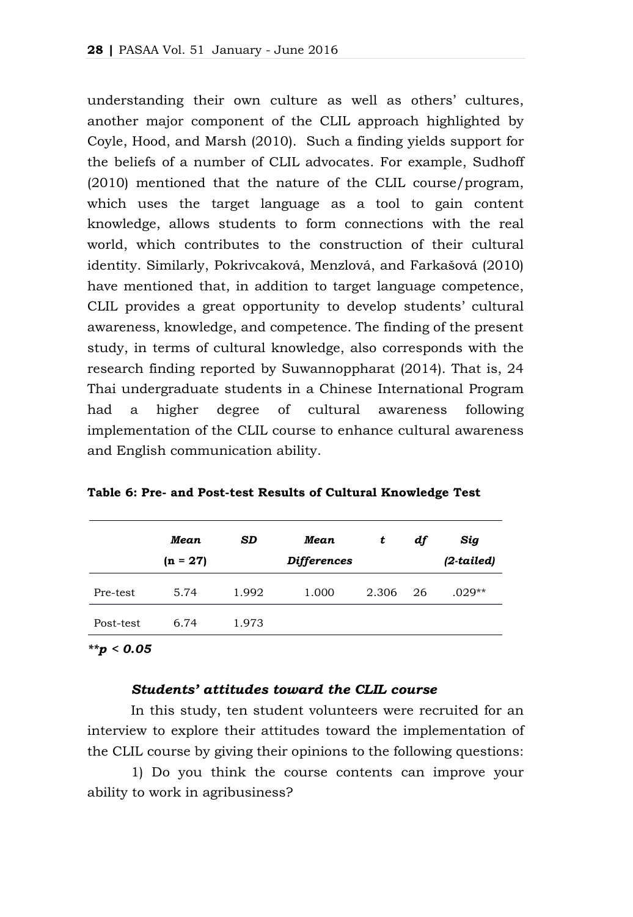understanding their own culture as well as others' cultures, another major component of the CLIL approach highlighted by Coyle, Hood, and Marsh (2010). Such a finding yields support for the beliefs of a number of CLIL advocates. For example, Sudhoff (2010) mentioned that the nature of the CLIL course/program, which uses the target language as a tool to gain content knowledge, allows students to form connections with the real world, which contributes to the construction of their cultural identity. Similarly, Pokrivcaková, Menzlová, and Farkašová (2010) have mentioned that, in addition to target language competence, CLIL provides a great opportunity to develop students' cultural awareness, knowledge, and competence. The finding of the present study, in terms of cultural knowledge, also corresponds with the research finding reported by Suwannoppharat (2014). That is, 24 Thai undergraduate students in a Chinese International Program had a higher degree of cultural awareness following implementation of the CLIL course to enhance cultural awareness and English communication ability.

**Table 6: Pre- and Post-test Results of Cultural Knowledge Test**

| | ***Mean*** **(n = 27)** | ***SD*** | ***Mean Differences*** | ***t*** | ***df*** | ***Sig (2-tailed)*** |
|---|---|---|---|---|---|---|
| Pre-test | 5.74 | 1.992 | 1.000 | 2.306 | 26 | .029** |
| Post-test | 6.74 | 1.973 | | | | |

***$p < 0.05$***

### *Students' attitudes toward the CLIL course*

In this study, ten student volunteers were recruited for an interview to explore their attitudes toward the implementation of the CLIL course by giving their opinions to the following questions:

1) Do you think the course contents can improve your ability to work in agribusiness?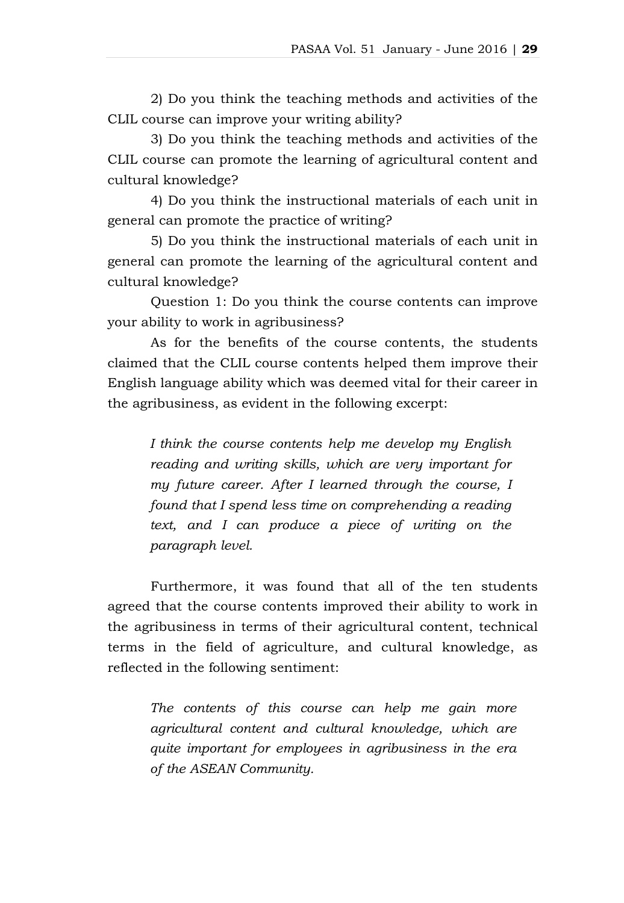2) Do you think the teaching methods and activities of the CLIL course can improve your writing ability?

3) Do you think the teaching methods and activities of the CLIL course can promote the learning of agricultural content and cultural knowledge?

4) Do you think the instructional materials of each unit in general can promote the practice of writing?

5) Do you think the instructional materials of each unit in general can promote the learning of the agricultural content and cultural knowledge?

Question 1: Do you think the course contents can improve your ability to work in agribusiness?

As for the benefits of the course contents, the students claimed that the CLIL course contents helped them improve their English language ability which was deemed vital for their career in the agribusiness, as evident in the following excerpt:

> *I think the course contents help me develop my English reading and writing skills, which are very important for my future career. After I learned through the course, I found that I spend less time on comprehending a reading text, and I can produce a piece of writing on the paragraph level.*

Furthermore, it was found that all of the ten students agreed that the course contents improved their ability to work in the agribusiness in terms of their agricultural content, technical terms in the field of agriculture, and cultural knowledge, as reflected in the following sentiment:

> *The contents of this course can help me gain more agricultural content and cultural knowledge, which are quite important for employees in agribusiness in the era of the ASEAN Community.*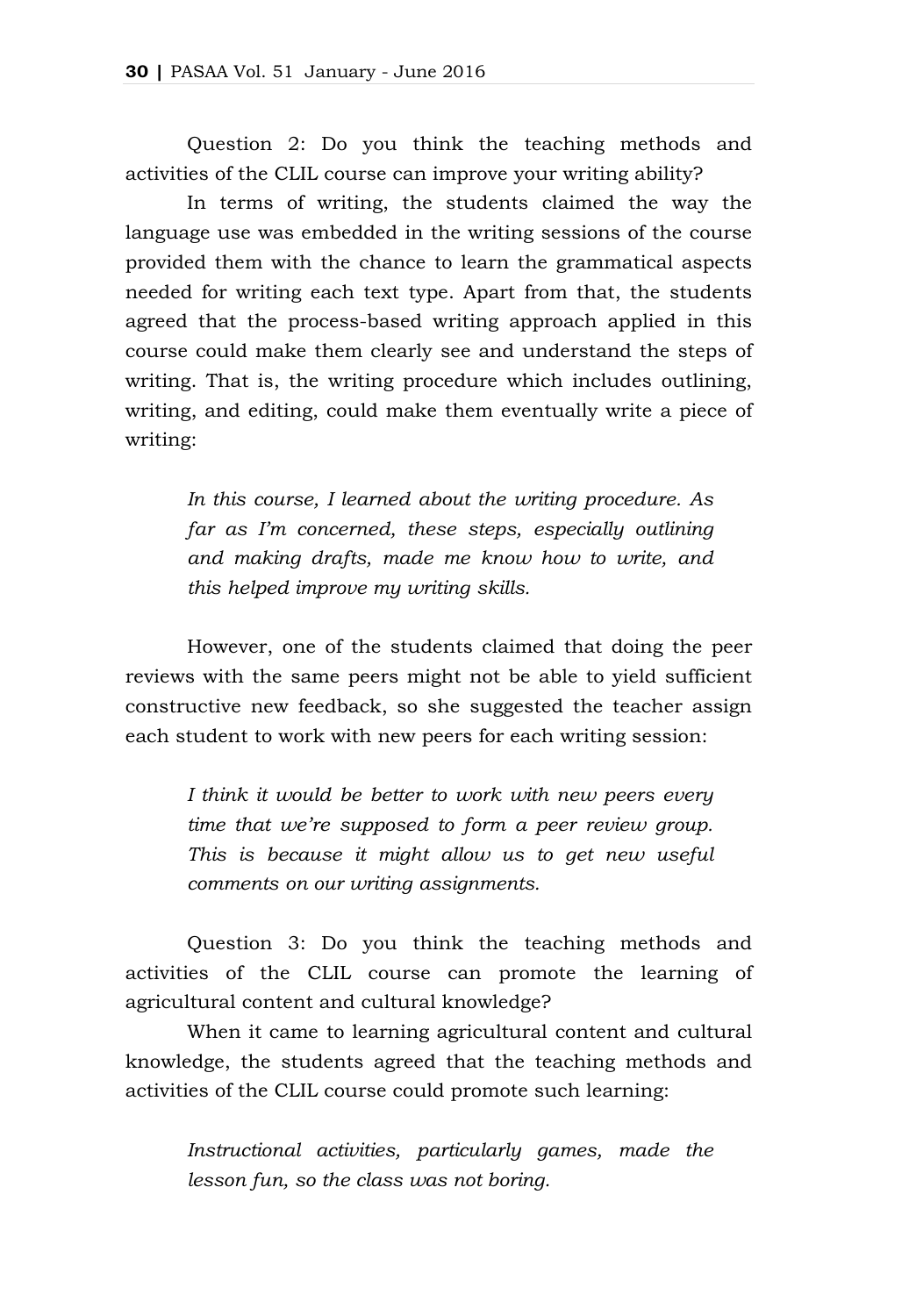Question 2: Do you think the teaching methods and activities of the CLIL course can improve your writing ability?

In terms of writing, the students claimed the way the language use was embedded in the writing sessions of the course provided them with the chance to learn the grammatical aspects needed for writing each text type. Apart from that, the students agreed that the process-based writing approach applied in this course could make them clearly see and understand the steps of writing. That is, the writing procedure which includes outlining, writing, and editing, could make them eventually write a piece of writing:

> *In this course, I learned about the writing procedure. As far as I'm concerned, these steps, especially outlining and making drafts, made me know how to write, and this helped improve my writing skills.*

However, one of the students claimed that doing the peer reviews with the same peers might not be able to yield sufficient constructive new feedback, so she suggested the teacher assign each student to work with new peers for each writing session:

> *I think it would be better to work with new peers every time that we're supposed to form a peer review group. This is because it might allow us to get new useful comments on our writing assignments.*

Question 3: Do you think the teaching methods and activities of the CLIL course can promote the learning of agricultural content and cultural knowledge?

When it came to learning agricultural content and cultural knowledge, the students agreed that the teaching methods and activities of the CLIL course could promote such learning:

> *Instructional activities, particularly games, made the lesson fun, so the class was not boring.*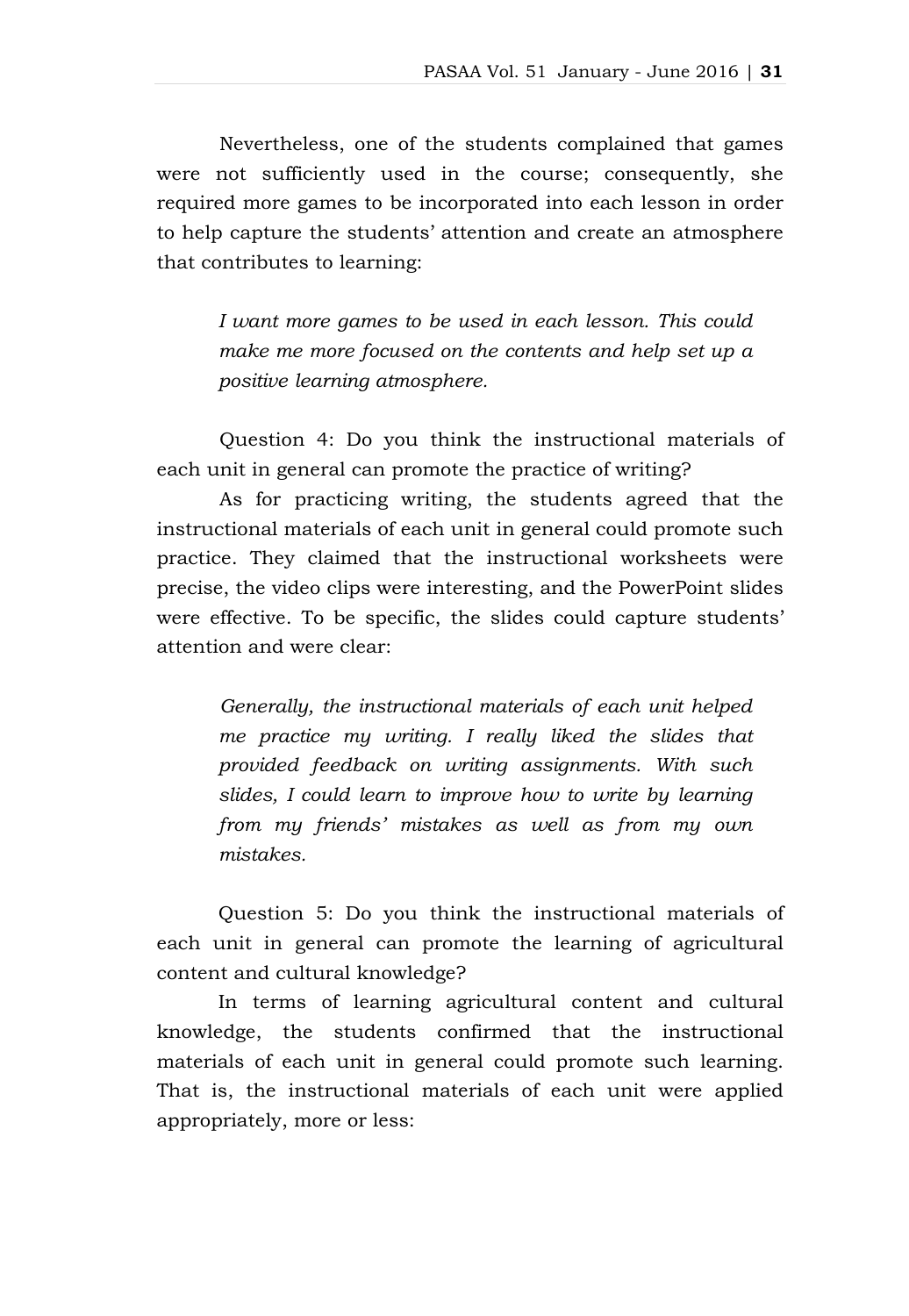Nevertheless, one of the students complained that games were not sufficiently used in the course; consequently, she required more games to be incorporated into each lesson in order to help capture the students' attention and create an atmosphere that contributes to learning:

> *I want more games to be used in each lesson. This could make me more focused on the contents and help set up a positive learning atmosphere.*

Question 4: Do you think the instructional materials of each unit in general can promote the practice of writing?

As for practicing writing, the students agreed that the instructional materials of each unit in general could promote such practice. They claimed that the instructional worksheets were precise, the video clips were interesting, and the PowerPoint slides were effective. To be specific, the slides could capture students' attention and were clear:

> *Generally, the instructional materials of each unit helped me practice my writing. I really liked the slides that provided feedback on writing assignments. With such slides, I could learn to improve how to write by learning from my friends' mistakes as well as from my own mistakes.*

Question 5: Do you think the instructional materials of each unit in general can promote the learning of agricultural content and cultural knowledge?

In terms of learning agricultural content and cultural knowledge, the students confirmed that the instructional materials of each unit in general could promote such learning. That is, the instructional materials of each unit were applied appropriately, more or less: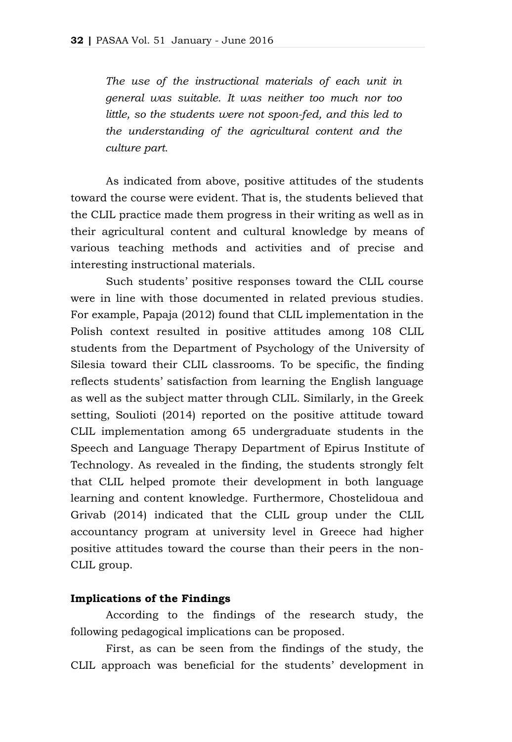*The use of the instructional materials of each unit in general was suitable. It was neither too much nor too little, so the students were not spoon-fed, and this led to the understanding of the agricultural content and the culture part.*

As indicated from above, positive attitudes of the students toward the course were evident. That is, the students believed that the CLIL practice made them progress in their writing as well as in their agricultural content and cultural knowledge by means of various teaching methods and activities and of precise and interesting instructional materials.

Such students' positive responses toward the CLIL course were in line with those documented in related previous studies. For example, Papaja (2012) found that CLIL implementation in the Polish context resulted in positive attitudes among 108 CLIL students from the Department of Psychology of the University of Silesia toward their CLIL classrooms. To be specific, the finding reflects students' satisfaction from learning the English language as well as the subject matter through CLIL. Similarly, in the Greek setting, Soulioti (2014) reported on the positive attitude toward CLIL implementation among 65 undergraduate students in the Speech and Language Therapy Department of Epirus Institute of Technology. As revealed in the finding, the students strongly felt that CLIL helped promote their development in both language learning and content knowledge. Furthermore, Chostelidoua and Grivab (2014) indicated that the CLIL group under the CLIL accountancy program at university level in Greece had higher positive attitudes toward the course than their peers in the non-CLIL group.

**Implications of the Findings**

According to the findings of the research study, the following pedagogical implications can be proposed.

First, as can be seen from the findings of the study, the CLIL approach was beneficial for the students' development in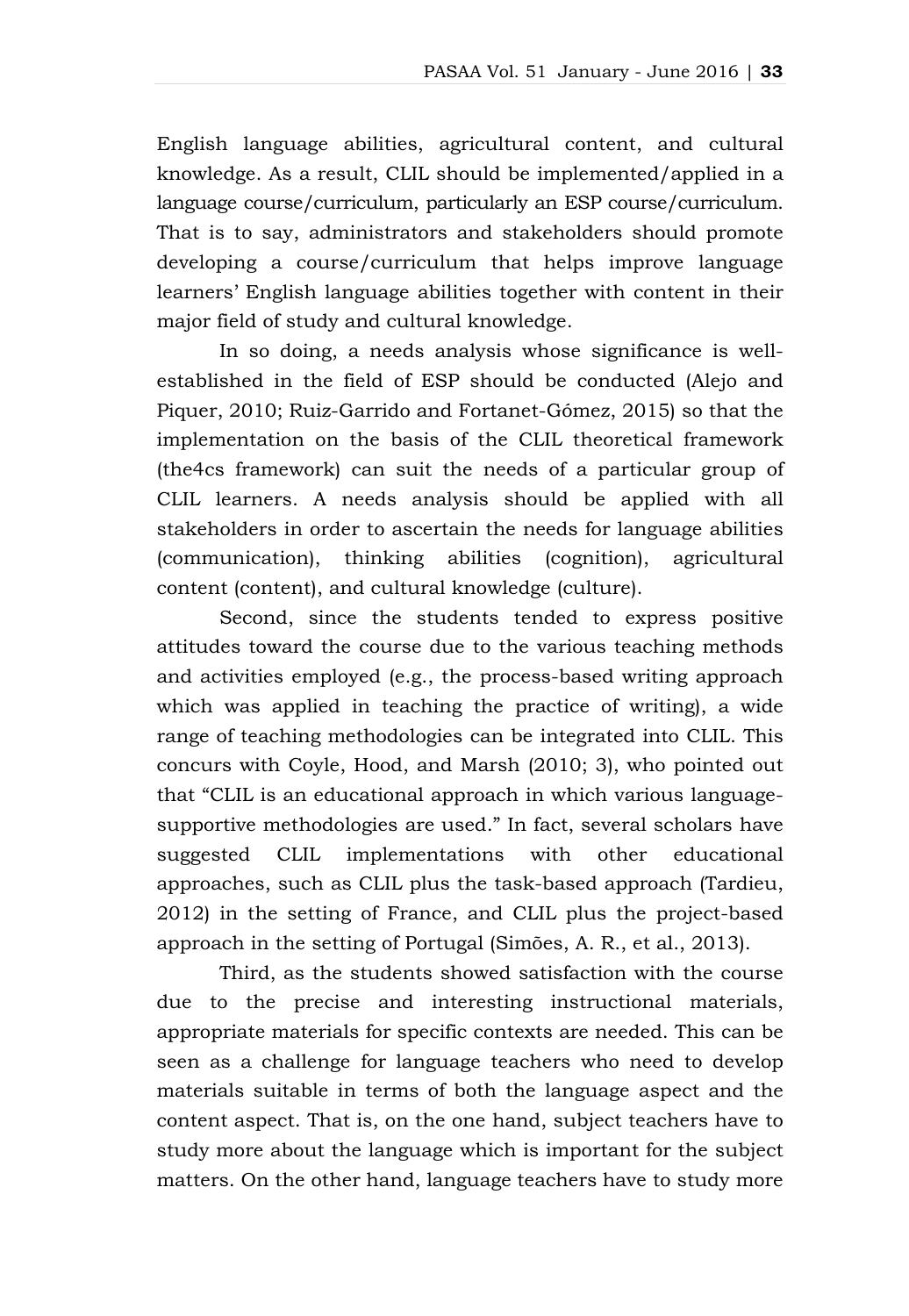English language abilities, agricultural content, and cultural knowledge. As a result, CLIL should be implemented/applied in a language course/curriculum, particularly an ESP course/curriculum. That is to say, administrators and stakeholders should promote developing a course/curriculum that helps improve language learners' English language abilities together with content in their major field of study and cultural knowledge.

In so doing, a needs analysis whose significance is well-established in the field of ESP should be conducted (Alejo and Piquer, 2010; Ruiz-Garrido and Fortanet-Gómez, 2015) so that the implementation on the basis of the CLIL theoretical framework (the4cs framework) can suit the needs of a particular group of CLIL learners. A needs analysis should be applied with all stakeholders in order to ascertain the needs for language abilities (communication), thinking abilities (cognition), agricultural content (content), and cultural knowledge (culture).

Second, since the students tended to express positive attitudes toward the course due to the various teaching methods and activities employed (e.g., the process-based writing approach which was applied in teaching the practice of writing), a wide range of teaching methodologies can be integrated into CLIL. This concurs with Coyle, Hood, and Marsh (2010; 3), who pointed out that "CLIL is an educational approach in which various language-supportive methodologies are used." In fact, several scholars have suggested CLIL implementations with other educational approaches, such as CLIL plus the task-based approach (Tardieu, 2012) in the setting of France, and CLIL plus the project-based approach in the setting of Portugal (Simões, A. R., et al., 2013).

Third, as the students showed satisfaction with the course due to the precise and interesting instructional materials, appropriate materials for specific contexts are needed. This can be seen as a challenge for language teachers who need to develop materials suitable in terms of both the language aspect and the content aspect. That is, on the one hand, subject teachers have to study more about the language which is important for the subject matters. On the other hand, language teachers have to study more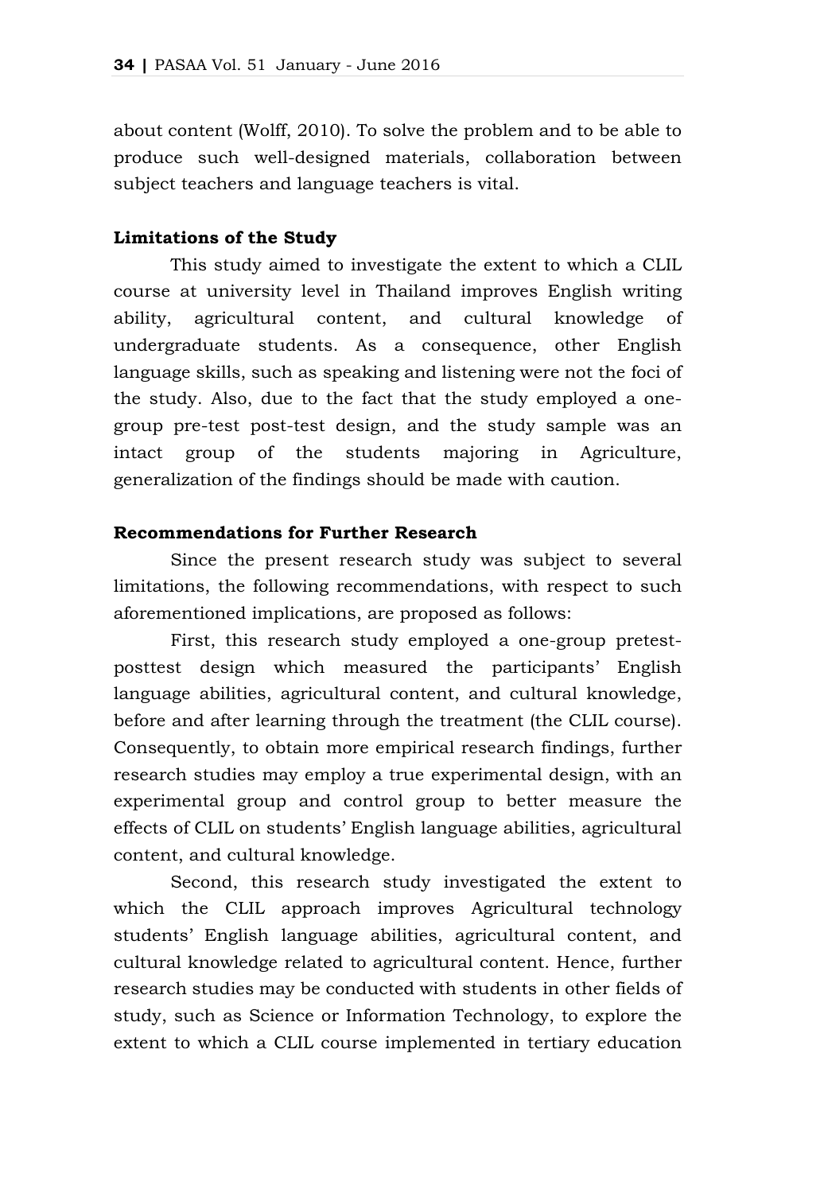about content (Wolff, 2010). To solve the problem and to be able to produce such well-designed materials, collaboration between subject teachers and language teachers is vital.

**Limitations of the Study**

This study aimed to investigate the extent to which a CLIL course at university level in Thailand improves English writing ability, agricultural content, and cultural knowledge of undergraduate students. As a consequence, other English language skills, such as speaking and listening were not the foci of the study. Also, due to the fact that the study employed a one-group pre-test post-test design, and the study sample was an intact group of the students majoring in Agriculture, generalization of the findings should be made with caution.

**Recommendations for Further Research**

Since the present research study was subject to several limitations, the following recommendations, with respect to such aforementioned implications, are proposed as follows:

First, this research study employed a one-group pretest-posttest design which measured the participants' English language abilities, agricultural content, and cultural knowledge, before and after learning through the treatment (the CLIL course). Consequently, to obtain more empirical research findings, further research studies may employ a true experimental design, with an experimental group and control group to better measure the effects of CLIL on students' English language abilities, agricultural content, and cultural knowledge.

Second, this research study investigated the extent to which the CLIL approach improves Agricultural technology students' English language abilities, agricultural content, and cultural knowledge related to agricultural content. Hence, further research studies may be conducted with students in other fields of study, such as Science or Information Technology, to explore the extent to which a CLIL course implemented in tertiary education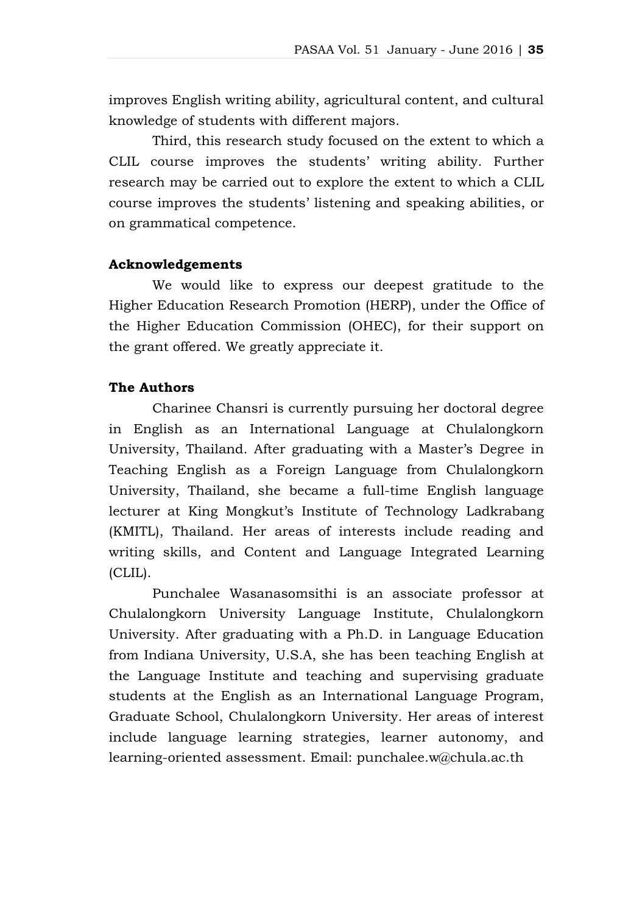improves English writing ability, agricultural content, and cultural knowledge of students with different majors.

Third, this research study focused on the extent to which a CLIL course improves the students' writing ability. Further research may be carried out to explore the extent to which a CLIL course improves the students' listening and speaking abilities, or on grammatical competence.

### Acknowledgements

We would like to express our deepest gratitude to the Higher Education Research Promotion (HERP), under the Office of the Higher Education Commission (OHEC), for their support on the grant offered. We greatly appreciate it.

### The Authors

Charinee Chansri is currently pursuing her doctoral degree in English as an International Language at Chulalongkorn University, Thailand. After graduating with a Master's Degree in Teaching English as a Foreign Language from Chulalongkorn University, Thailand, she became a full-time English language lecturer at King Mongkut's Institute of Technology Ladkrabang (KMITL), Thailand. Her areas of interests include reading and writing skills, and Content and Language Integrated Learning (CLIL).

Punchalee Wasanasomsithi is an associate professor at Chulalongkorn University Language Institute, Chulalongkorn University. After graduating with a Ph.D. in Language Education from Indiana University, U.S.A, she has been teaching English at the Language Institute and teaching and supervising graduate students at the English as an International Language Program, Graduate School, Chulalongkorn University. Her areas of interest include language learning strategies, learner autonomy, and learning-oriented assessment. Email: punchalee.w@chula.ac.th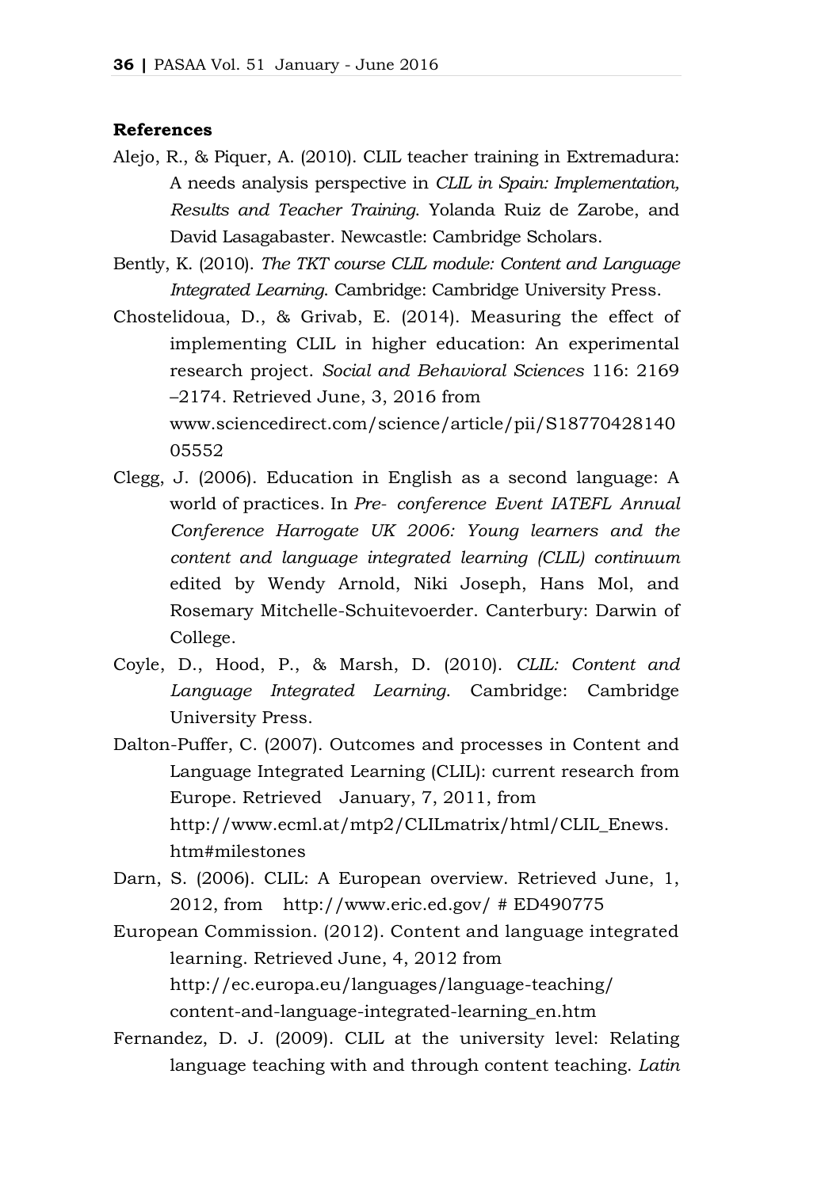## References

Alejo, R., & Piquer, A. (2010). CLIL teacher training in Extremadura: A needs analysis perspective in *CLIL in Spain: Implementation, Results and Teacher Training*. Yolanda Ruiz de Zarobe, and David Lasagabaster. Newcastle: Cambridge Scholars.

Bently, K. (2010). *The TKT course CLIL module: Content and Language Integrated Learning*. Cambridge: Cambridge University Press.

Chostelidoua, D., & Grivab, E. (2014). Measuring the effect of implementing CLIL in higher education: An experimental research project. *Social and Behavioral Sciences* 116: 2169 –2174. Retrieved June, 3, 2016 from www.sciencedirect.com/science/article/pii/S1877042814005552

Clegg, J. (2006). Education in English as a second language: A world of practices. In *Pre- conference Event IATEFL Annual Conference Harrogate UK 2006: Young learners and the content and language integrated learning (CLIL) continuum* edited by Wendy Arnold, Niki Joseph, Hans Mol, and Rosemary Mitchelle-Schuitevoerder. Canterbury: Darwin of College.

Coyle, D., Hood, P., & Marsh, D. (2010). *CLIL: Content and Language Integrated Learning*. Cambridge: Cambridge University Press.

Dalton-Puffer, C. (2007). Outcomes and processes in Content and Language Integrated Learning (CLIL): current research from Europe. Retrieved January, 7, 2011, from http://www.ecml.at/mtp2/CLILmatrix/html/CLIL_Enews.htm#milestones

Darn, S. (2006). CLIL: A European overview. Retrieved June, 1, 2012, from http://www.eric.ed.gov/ # ED490775

European Commission. (2012). Content and language integrated learning. Retrieved June, 4, 2012 from http://ec.europa.eu/languages/language-teaching/content-and-language-integrated-learning_en.htm

Fernandez, D. J. (2009). CLIL at the university level: Relating language teaching with and through content teaching. *Latin*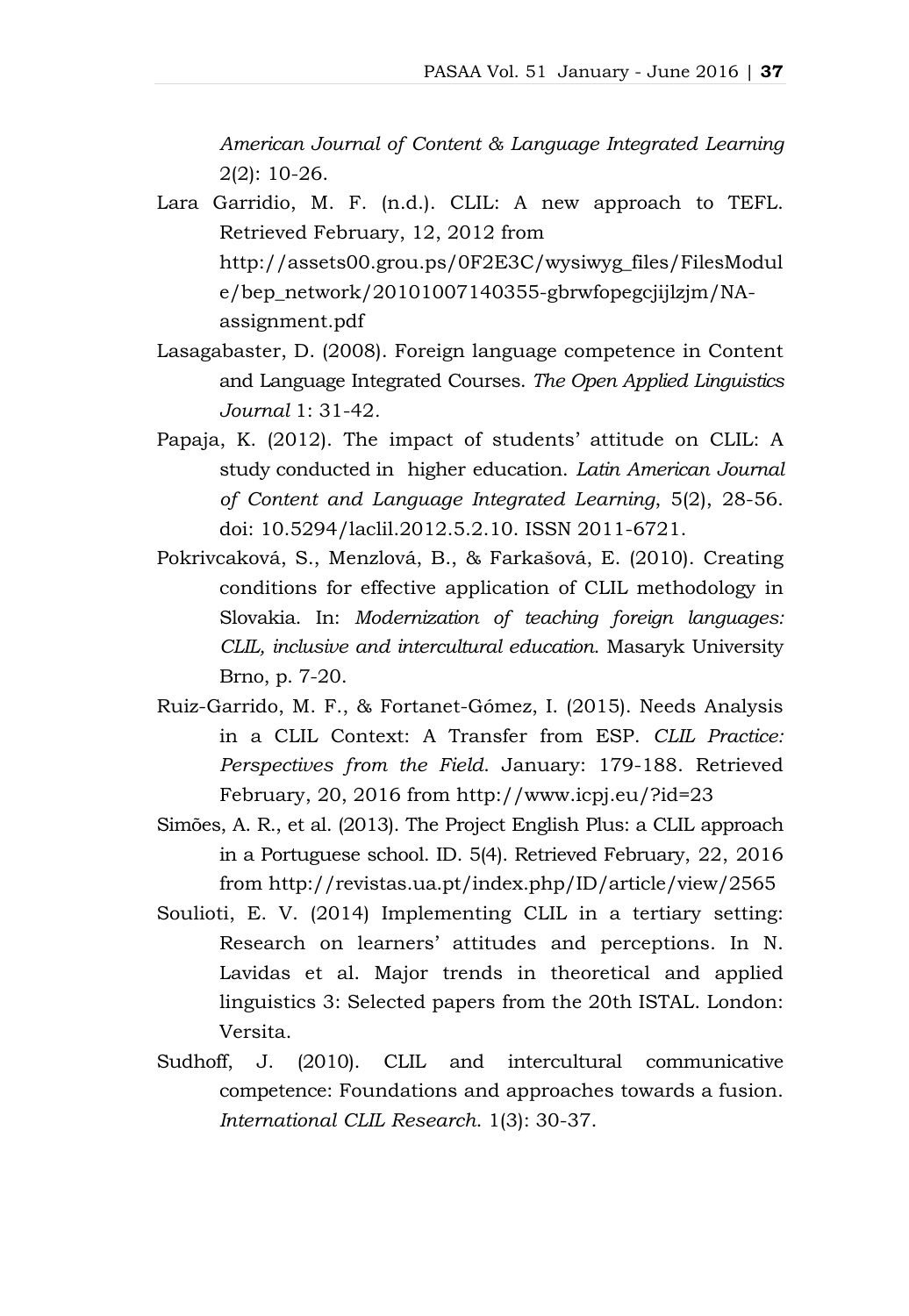*American Journal of Content & Language Integrated Learning* 2(2): 10-26.

Lara Garridio, M. F. (n.d.). CLIL: A new approach to TEFL. Retrieved February, 12, 2012 from http://assets00.grou.ps/0F2E3C/wysiwyg_files/FilesModule/bep_network/20101007140355-gbrwfopegcjijlzjm/NA-assignment.pdf

Lasagabaster, D. (2008). Foreign language competence in Content and Language Integrated Courses. *The Open Applied Linguistics Journal* 1: 31-42.

Papaja, K. (2012). The impact of students' attitude on CLIL: A study conducted in higher education. *Latin American Journal of Content and Language Integrated Learning*, 5(2), 28-56. doi: 10.5294/laclil.2012.5.2.10. ISSN 2011-6721.

Pokrivcaková, S., Menzlová, B., & Farkašová, E. (2010). Creating conditions for effective application of CLIL methodology in Slovakia. In: *Modernization of teaching foreign languages: CLIL, inclusive and intercultural education*. Masaryk University Brno, p. 7-20.

Ruiz-Garrido, M. F., & Fortanet-Gómez, I. (2015). Needs Analysis in a CLIL Context: A Transfer from ESP. *CLIL Practice: Perspectives from the Field*. January: 179-188. Retrieved February, 20, 2016 from http://www.icpj.eu/?id=23

Simões, A. R., et al. (2013). The Project English Plus: a CLIL approach in a Portuguese school. ID. 5(4). Retrieved February, 22, 2016 from http://revistas.ua.pt/index.php/ID/article/view/2565

Soulioti, E. V. (2014) Implementing CLIL in a tertiary setting: Research on learners' attitudes and perceptions. In N. Lavidas et al. Major trends in theoretical and applied linguistics 3: Selected papers from the 20th ISTAL. London: Versita.

Sudhoff, J. (2010). CLIL and intercultural communicative competence: Foundations and approaches towards a fusion. *International CLIL Research*. 1(3): 30-37.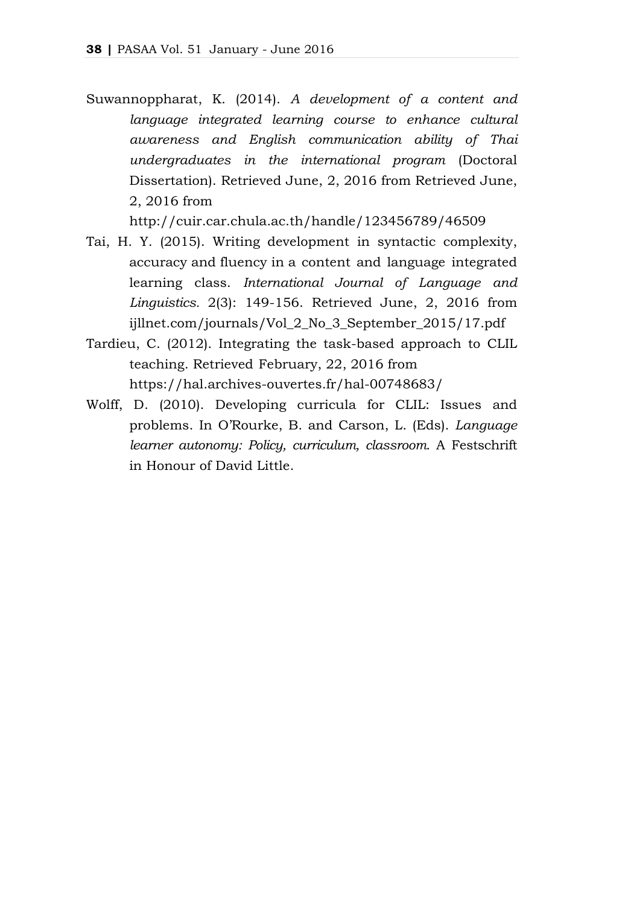Suwannoppharat, K. (2014). *A development of a content and language integrated learning course to enhance cultural awareness and English communication ability of Thai undergraduates in the international program* (Doctoral Dissertation). Retrieved June, 2, 2016 from Retrieved June, 2, 2016 from http://cuir.car.chula.ac.th/handle/123456789/46509

Tai, H. Y. (2015). Writing development in syntactic complexity, accuracy and fluency in a content and language integrated learning class. *International Journal of Language and Linguistics.* 2(3): 149-156. Retrieved June, 2, 2016 from ijllnet.com/journals/Vol_2_No_3_September_2015/17.pdf

Tardieu, C. (2012). Integrating the task-based approach to CLIL teaching. Retrieved February, 22, 2016 from https://hal.archives-ouvertes.fr/hal-00748683/

Wolff, D. (2010). Developing curricula for CLIL: Issues and problems. In O'Rourke, B. and Carson, L. (Eds). *Language learner autonomy: Policy, curriculum, classroom.* A Festschrift in Honour of David Little.